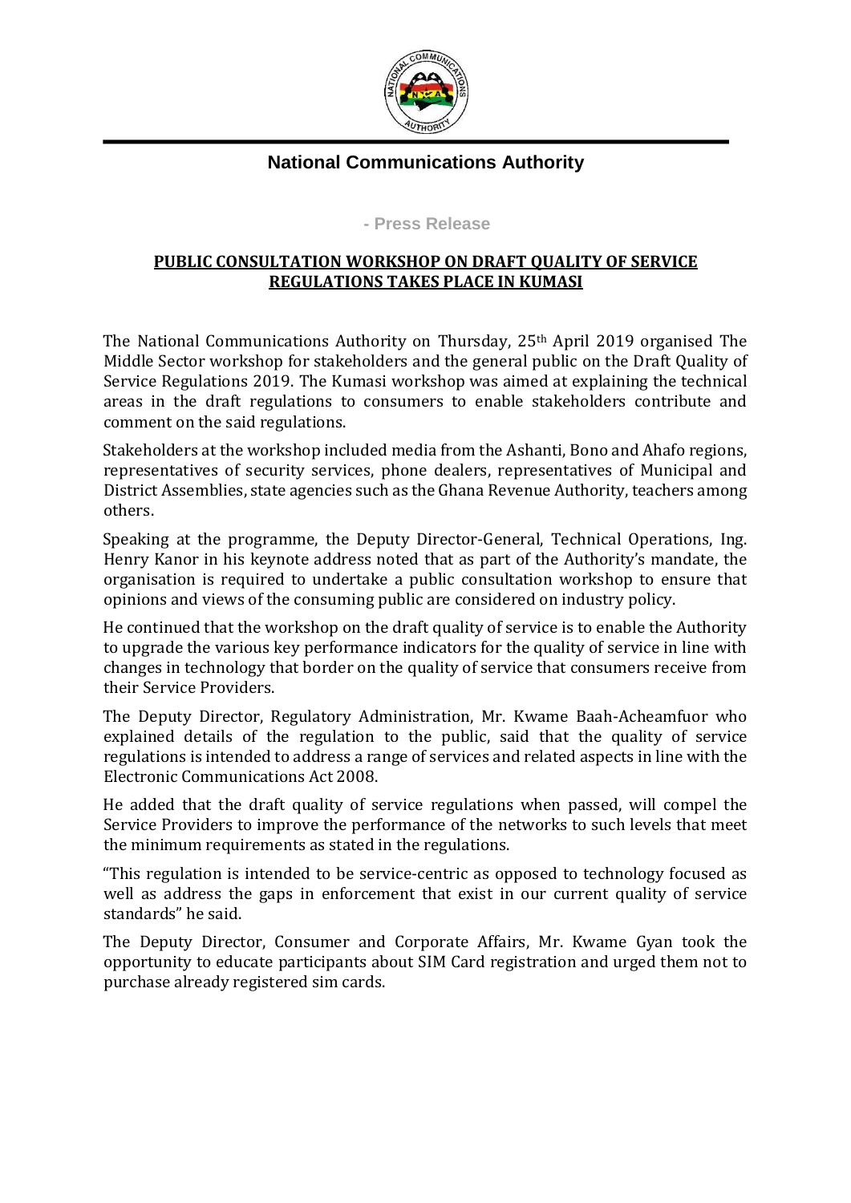# National Communications Authority

**- Press Release**

## PUBLIC CONSULTATION WORKSHOP ON DRAFT QUALITY OF SERVICE REGULATIONS TAKES PLACE IN KUMASI

The National Communications Authority on Thursday, 25th April 2019 organised The Middle Sector workshop for stakeholders and the general public on the Draft Quality of Service Regulations 2019. The Kumasi workshop was aimed at explaining the technical areas in the draft regulations to consumers to enable stakeholders contribute and comment on the said regulations.

Stakeholders at the workshop included media from the Ashanti, Bono and Ahafo regions, representatives of security services, phone dealers, representatives of Municipal and District Assemblies, state agencies such as the Ghana Revenue Authority, teachers among others.

Speaking at the programme, the Deputy Director-General, Technical Operations, Ing. Henry Kanor in his keynote address noted that as part of the Authority's mandate, the organisation is required to undertake a public consultation workshop to ensure that opinions and views of the consuming public are considered on industry policy.

He continued that the workshop on the draft quality of service is to enable the Authority to upgrade the various key performance indicators for the quality of service in line with changes in technology that border on the quality of service that consumers receive from their Service Providers.

The Deputy Director, Regulatory Administration, Mr. Kwame Baah-Acheamfuor who explained details of the regulation to the public, said that the quality of service regulations is intended to address a range of services and related aspects in line with the Electronic Communications Act 2008.

He added that the draft quality of service regulations when passed, will compel the Service Providers to improve the performance of the networks to such levels that meet the minimum requirements as stated in the regulations.

"This regulation is intended to be service-centric as opposed to technology focused as well as address the gaps in enforcement that exist in our current quality of service standards" he said.

The Deputy Director, Consumer and Corporate Affairs, Mr. Kwame Gyan took the opportunity to educate participants about SIM Card registration and urged them not to purchase already registered sim cards.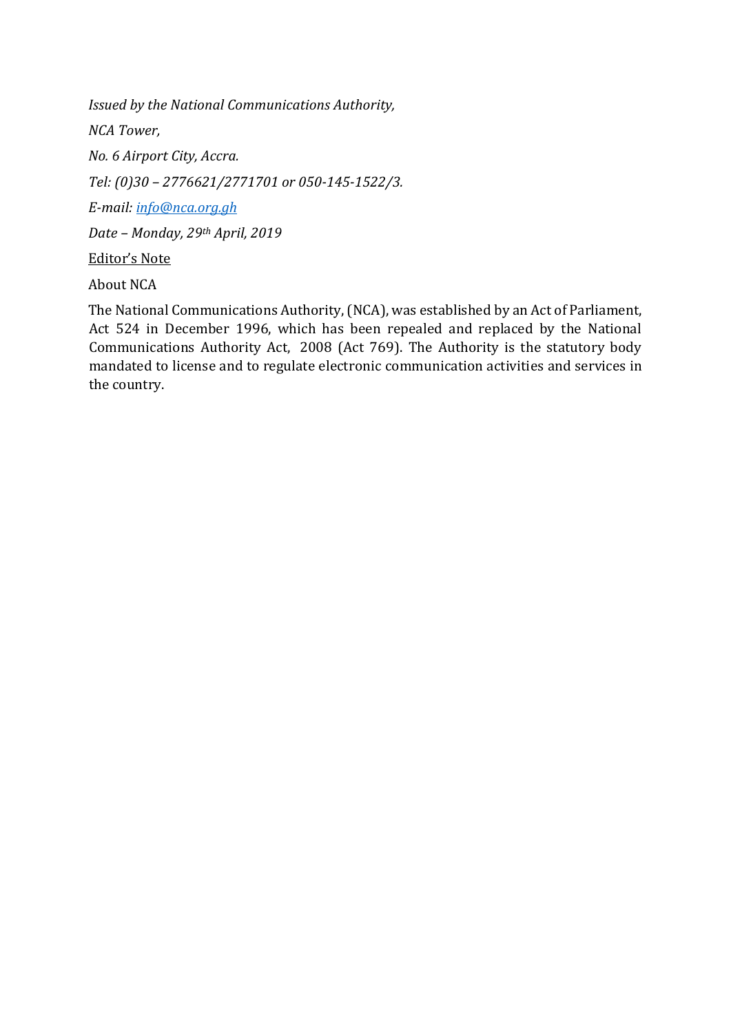*Issued by the National Communications Authority,*

*NCA Tower,*

*No. 6 Airport City, Accra.*

*Tel: (0)30 – 2776621/2771701 or 050-145-1522/3.*

*E-mail: info@nca.org.gh*

*Date – Monday, 29th April, 2019*

Editor's Note

About NCA

The National Communications Authority, (NCA), was established by an Act of Parliament, Act 524 in December 1996, which has been repealed and replaced by the National Communications Authority Act, 2008 (Act 769). The Authority is the statutory body mandated to license and to regulate electronic communication activities and services in the country.